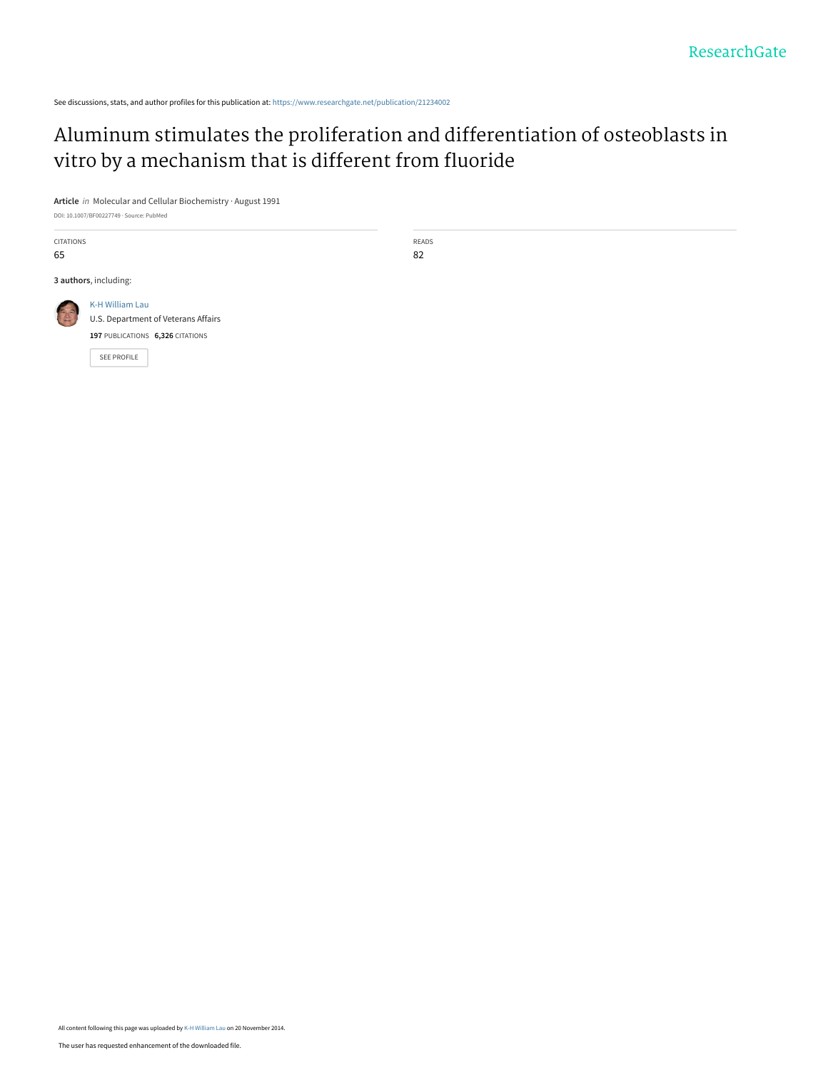See discussions, stats, and author profiles for this publication at: https://www.researchgate.net/publication/21234002

# Aluminum stimulates the proliferation and differentiation of osteoblasts in vitro by a mechanism that is different from fluoride

**Article** *in* Molecular and Cellular Biochemistry · August 1991

DOI: 10.1007/BF00227749 · Source: PubMed

| CITATIONS | READS |
| --- | --- |
| 65 | 82 |

**3 authors**, including:

K-H William Lau
U.S. Department of Veterans Affairs
**197** PUBLICATIONS **6,326** CITATIONS

SEE PROFILE

All content following this page was uploaded by K-H William Lau on 20 November 2014.

The user has requested enhancement of the downloaded file.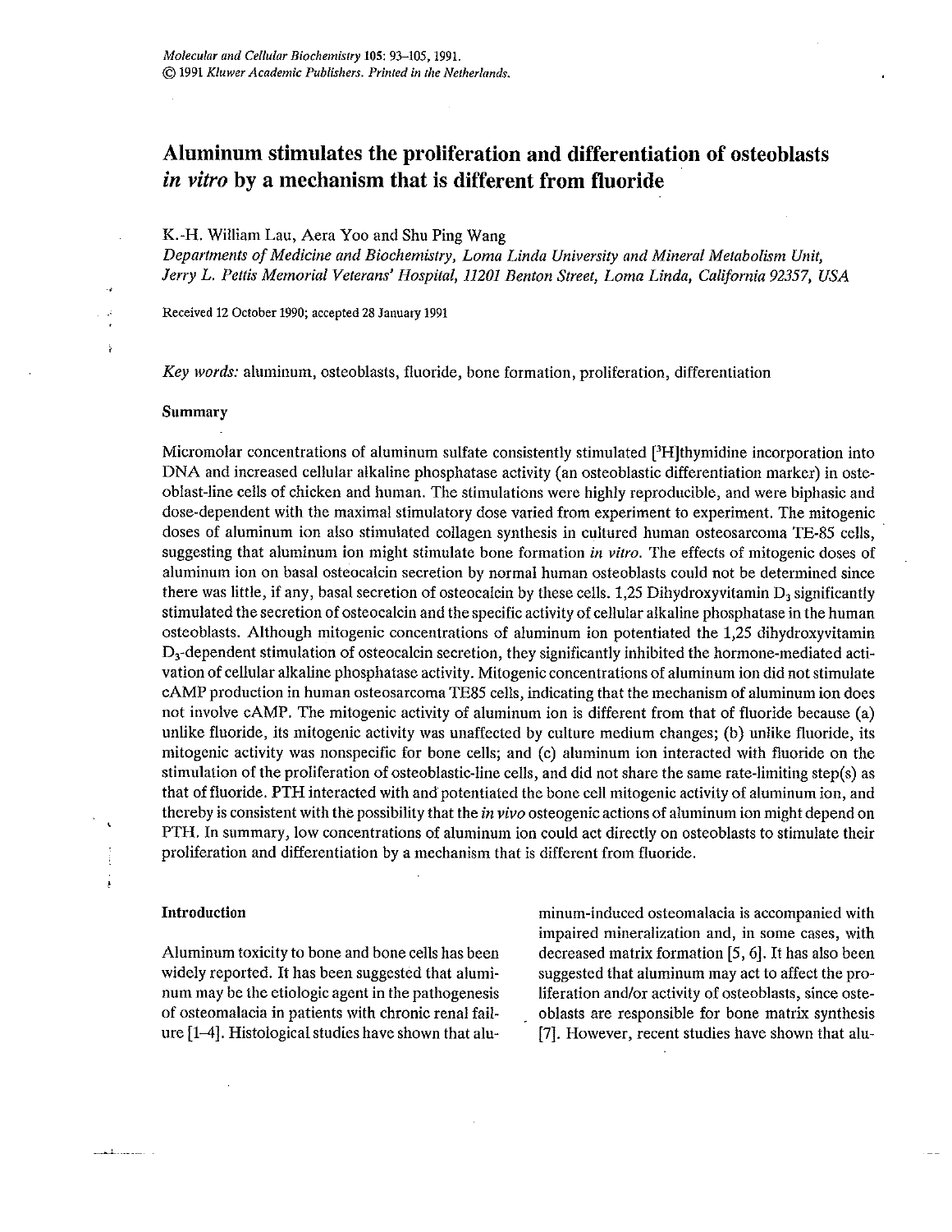# Aluminum stimulates the proliferation and differentiation of osteoblasts *in vitro* by a mechanism that is different from fluoride

K.-H. William Lau, Aera Yoo and Shu Ping Wang

*Departments of Medicine and Biochemistry, Loma Linda University and Mineral Metabolism Unit, Jerry L. Pettis Memorial Veterans' Hospital, 11201 Benton Street, Loma Linda, California 92357, USA*

Received 12 October 1990; accepted 28 January 1991

*Key words:* aluminum, osteoblasts, fluoride, bone formation, proliferation, differentiation

## Summary

Micromolar concentrations of aluminum sulfate consistently stimulated [$^3$H]thymidine incorporation into DNA and increased cellular alkaline phosphatase activity (an osteoblastic differentiation marker) in osteoblast-line cells of chicken and human. The stimulations were highly reproducible, and were biphasic and dose-dependent with the maximal stimulatory dose varied from experiment to experiment. The mitogenic doses of aluminum ion also stimulated collagen synthesis in cultured human osteosarcoma TE-85 cells, suggesting that aluminum ion might stimulate bone formation *in vitro*. The effects of mitogenic doses of aluminum ion on basal osteocalcin secretion by normal human osteoblasts could not be determined since there was little, if any, basal secretion of osteocalcin by these cells. 1,25 Dihydroxyvitamin $D_3$ significantly stimulated the secretion of osteocalcin and the specific activity of cellular alkaline phosphatase in the human osteoblasts. Although mitogenic concentrations of aluminum ion potentiated the 1,25 dihydroxyvitamin $D_3$-dependent stimulation of osteocalcin secretion, they significantly inhibited the hormone-mediated activation of cellular alkaline phosphatase activity. Mitogenic concentrations of aluminum ion did not stimulate cAMP production in human osteosarcoma TE85 cells, indicating that the mechanism of aluminum ion does not involve cAMP. The mitogenic activity of aluminum ion is different from that of fluoride because (a) unlike fluoride, its mitogenic activity was unaffected by culture medium changes; (b) unlike fluoride, its mitogenic activity was nonspecific for bone cells; and (c) aluminum ion interacted with fluoride on the stimulation of the proliferation of osteoblastic-line cells, and did not share the same rate-limiting step(s) as that of fluoride. PTH interacted with and potentiated the bone cell mitogenic activity of aluminum ion, and thereby is consistent with the possibility that the *in vivo* osteogenic actions of aluminum ion might depend on PTH. In summary, low concentrations of aluminum ion could act directly on osteoblasts to stimulate their proliferation and differentiation by a mechanism that is different from fluoride.

## Introduction

Aluminum toxicity to bone and bone cells has been widely reported. It has been suggested that aluminum may be the etiologic agent in the pathogenesis of osteomalacia in patients with chronic renal failure [1–4]. Histological studies have shown that aluminum-induced osteomalacia is accompanied with impaired mineralization and, in some cases, with decreased matrix formation [5, 6]. It has also been suggested that aluminum may act to affect the proliferation and/or activity of osteoblasts, since osteoblasts are responsible for bone matrix synthesis [7]. However, recent studies have shown that alu-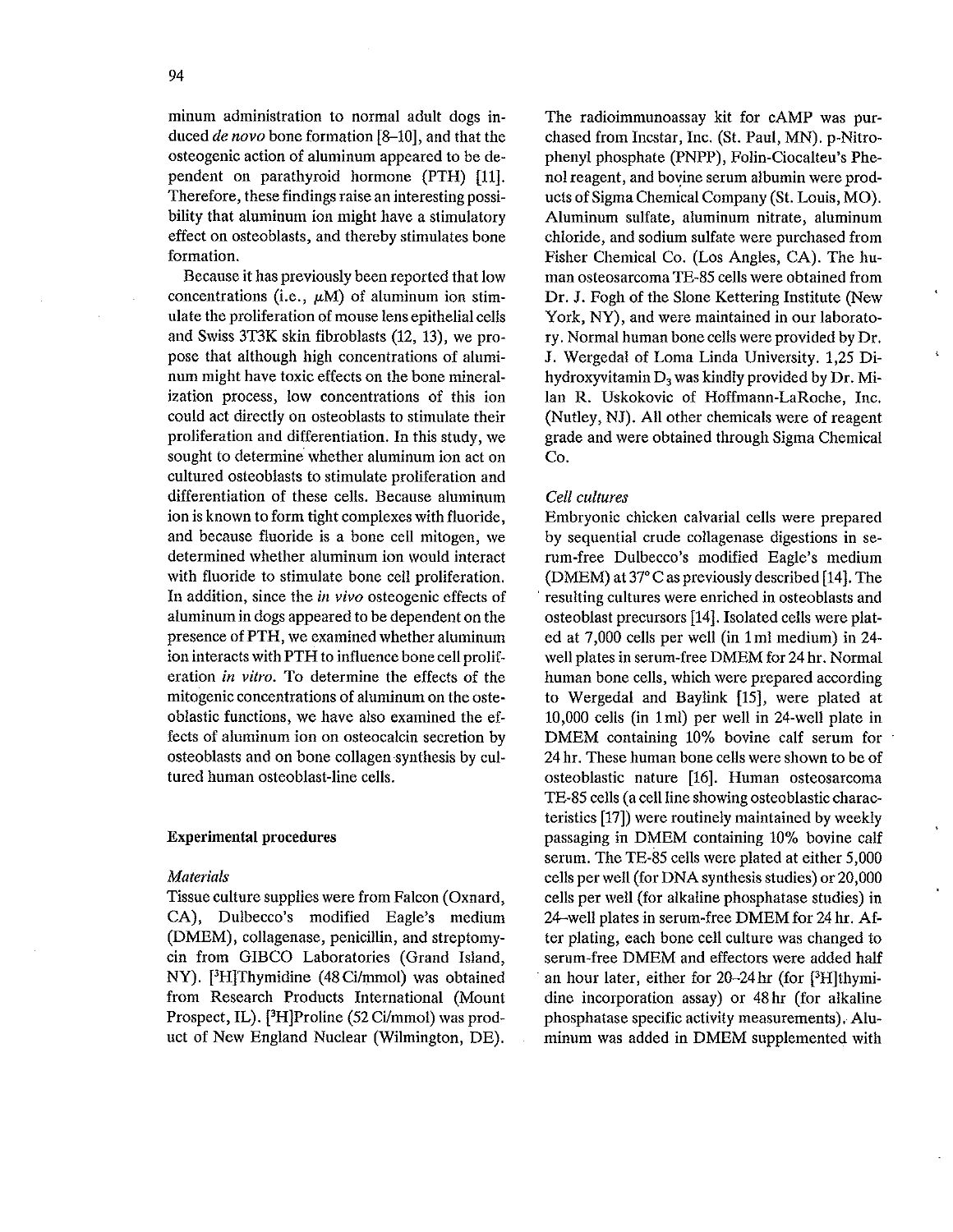minum administration to normal adult dogs induced *de novo* bone formation [8–10], and that the osteogenic action of aluminum appeared to be dependent on parathyroid hormone (PTH) [11]. Therefore, these findings raise an interesting possibility that aluminum ion might have a stimulatory effect on osteoblasts, and thereby stimulates bone formation.

Because it has previously been reported that low concentrations (i.e., $\mu$M) of aluminum ion stimulate the proliferation of mouse lens epithelial cells and Swiss 3T3K skin fibroblasts (12, 13), we propose that although high concentrations of aluminum might have toxic effects on the bone mineralization process, low concentrations of this ion could act directly on osteoblasts to stimulate their proliferation and differentiation. In this study, we sought to determine whether aluminum ion act on cultured osteoblasts to stimulate proliferation and differentiation of these cells. Because aluminum ion is known to form tight complexes with fluoride, and because fluoride is a bone cell mitogen, we determined whether aluminum ion would interact with fluoride to stimulate bone cell proliferation. In addition, since the *in vivo* osteogenic effects of aluminum in dogs appeared to be dependent on the presence of PTH, we examined whether aluminum ion interacts with PTH to influence bone cell proliferation *in vitro*. To determine the effects of the mitogenic concentrations of aluminum on the osteoblastic functions, we have also examined the effects of aluminum ion on osteocalcin secretion by osteoblasts and on bone collagen synthesis by cultured human osteoblast-line cells.

## Experimental procedures

### *Materials*

Tissue culture supplies were from Falcon (Oxnard, CA), Dulbecco's modified Eagle's medium (DMEM), collagenase, penicillin, and streptomycin from GIBCO Laboratories (Grand Island, NY). [$^3$H]Thymidine (48 Ci/mmol) was obtained from Research Products International (Mount Prospect, IL). [$^3$H]Proline (52 Ci/mmol) was product of New England Nuclear (Wilmington, DE). The radioimmunoassay kit for cAMP was purchased from Incstar, Inc. (St. Paul, MN). p-Nitrophenyl phosphate (PNPP), Folin-Ciocalteu's Phenol reagent, and bovine serum albumin were products of Sigma Chemical Company (St. Louis, MO). Aluminum sulfate, aluminum nitrate, aluminum chloride, and sodium sulfate were purchased from Fisher Chemical Co. (Los Angles, CA). The human osteosarcoma TE-85 cells were obtained from Dr. J. Fogh of the Slone Kettering Institute (New York, NY), and were maintained in our laboratory. Normal human bone cells were provided by Dr. J. Wergedal of Loma Linda University. 1,25 Dihydroxyvitamin $D_3$ was kindly provided by Dr. Milan R. Uskokovic of Hoffmann-LaRoche, Inc. (Nutley, NJ). All other chemicals were of reagent grade and were obtained through Sigma Chemical Co.

### *Cell cultures*

Embryonic chicken calvarial cells were prepared by sequential crude collagenase digestions in serum-free Dulbecco's modified Eagle's medium (DMEM) at 37° C as previously described [14]. The resulting cultures were enriched in osteoblasts and osteoblast precursors [14]. Isolated cells were plated at 7,000 cells per well (in 1 ml medium) in 24-well plates in serum-free DMEM for 24 hr. Normal human bone cells, which were prepared according to Wergedal and Baylink [15], were plated at 10,000 cells (in 1 ml) per well in 24-well plate in DMEM containing 10% bovine calf serum for 24 hr. These human bone cells were shown to be of osteoblastic nature [16]. Human osteosarcoma TE-85 cells (a cell line showing osteoblastic characteristics [17]) were routinely maintained by weekly passaging in DMEM containing 10% bovine calf serum. The TE-85 cells were plated at either 5,000 cells per well (for DNA synthesis studies) or 20,000 cells per well (for alkaline phosphatase studies) in 24-well plates in serum-free DMEM for 24 hr. After plating, each bone cell culture was changed to serum-free DMEM and effectors were added half an hour later, either for 20–24 hr (for [$^3$H]thymidine incorporation assay) or 48 hr (for alkaline phosphatase specific activity measurements). Aluminum was added in DMEM supplemented with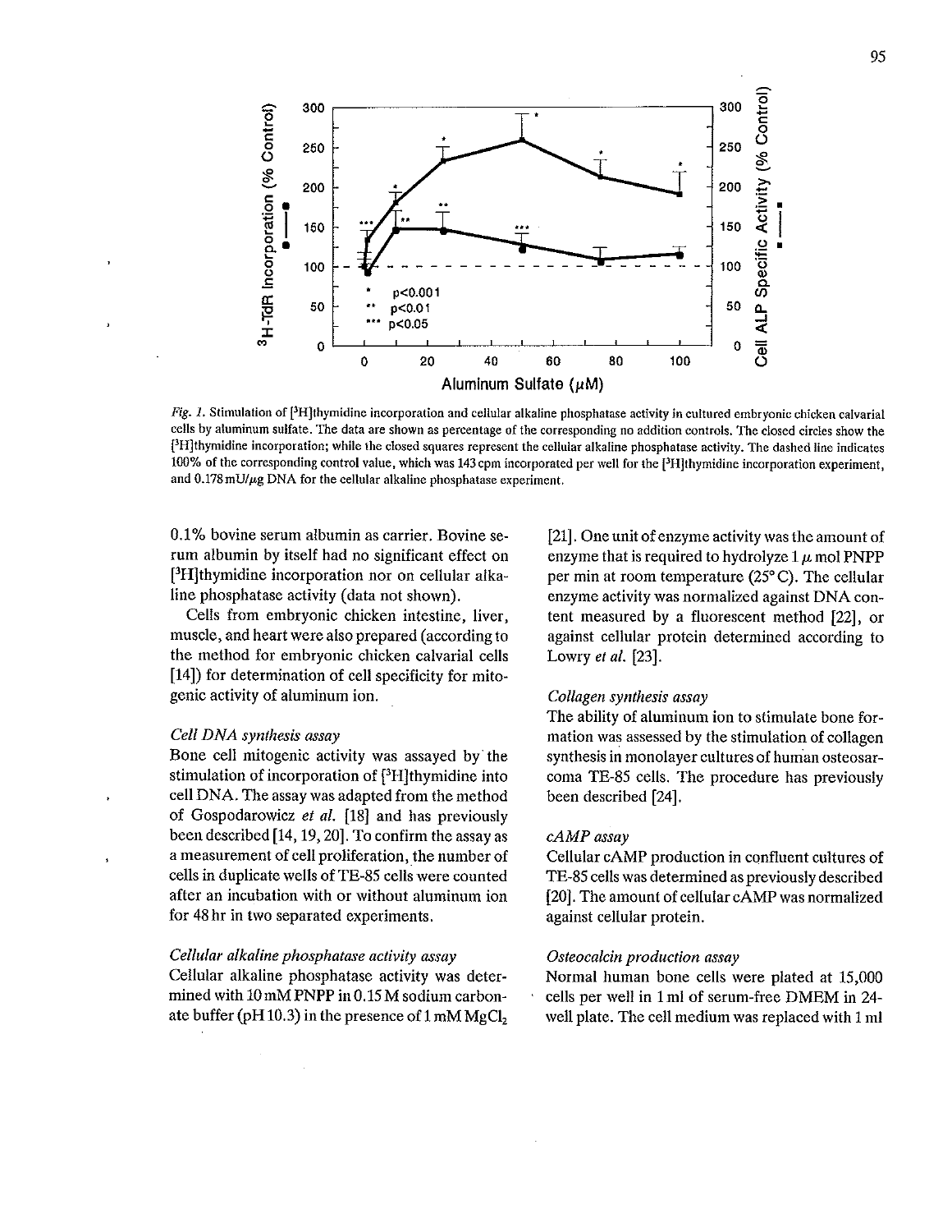*Fig. 1.* Stimulation of [$^{3}$H]thymidine incorporation and cellular alkaline phosphatase activity in cultured embryonic chicken calvarial cells by aluminum sulfate. The data are shown as percentage of the corresponding no addition controls. The closed circles show the [$^{3}$H]thymidine incorporation; while the closed squares represent the cellular alkaline phosphatase activity. The dashed line indicates 100% of the corresponding control value, which was 143 cpm incorporated per well for the [$^{3}$H]thymidine incorporation experiment, and 0.178 mU/$\mu$g DNA for the cellular alkaline phosphatase experiment.

0.1% bovine serum albumin as carrier. Bovine serum albumin by itself had no significant effect on [$^{3}$H]thymidine incorporation nor on cellular alkaline phosphatase activity (data not shown).

Cells from embryonic chicken intestine, liver, muscle, and heart were also prepared (according to the method for embryonic chicken calvarial cells [14]) for determination of cell specificity for mitogenic activity of aluminum ion.

### *Cell DNA synthesis assay*

Bone cell mitogenic activity was assayed by the stimulation of incorporation of [$^{3}$H]thymidine into cell DNA. The assay was adapted from the method of Gospodarowicz *et al.* [18] and has previously been described [14, 19, 20]. To confirm the assay as a measurement of cell proliferation, the number of cells in duplicate wells of TE-85 cells were counted after an incubation with or without aluminum ion for 48 hr in two separated experiments.

### *Cellular alkaline phosphatase activity assay*

Cellular alkaline phosphatase activity was determined with 10 mM PNPP in 0.15 M sodium carbonate buffer (pH 10.3) in the presence of 1 mM $MgCl_2$ [21]. One unit of enzyme activity was the amount of enzyme that is required to hydrolyze 1 $\mu$ mol PNPP per min at room temperature (25° C). The cellular enzyme activity was normalized against DNA content measured by a fluorescent method [22], or against cellular protein determined according to Lowry *et al.* [23].

### *Collagen synthesis assay*

The ability of aluminum ion to stimulate bone formation was assessed by the stimulation of collagen synthesis in monolayer cultures of human osteosarcoma TE-85 cells. The procedure has previously been described [24].

### *cAMP assay*

Cellular cAMP production in confluent cultures of TE-85 cells was determined as previously described [20]. The amount of cellular cAMP was normalized against cellular protein.

### *Osteocalcin production assay*

Normal human bone cells were plated at 15,000 cells per well in 1 ml of serum-free DMEM in 24-well plate. The cell medium was replaced with 1 ml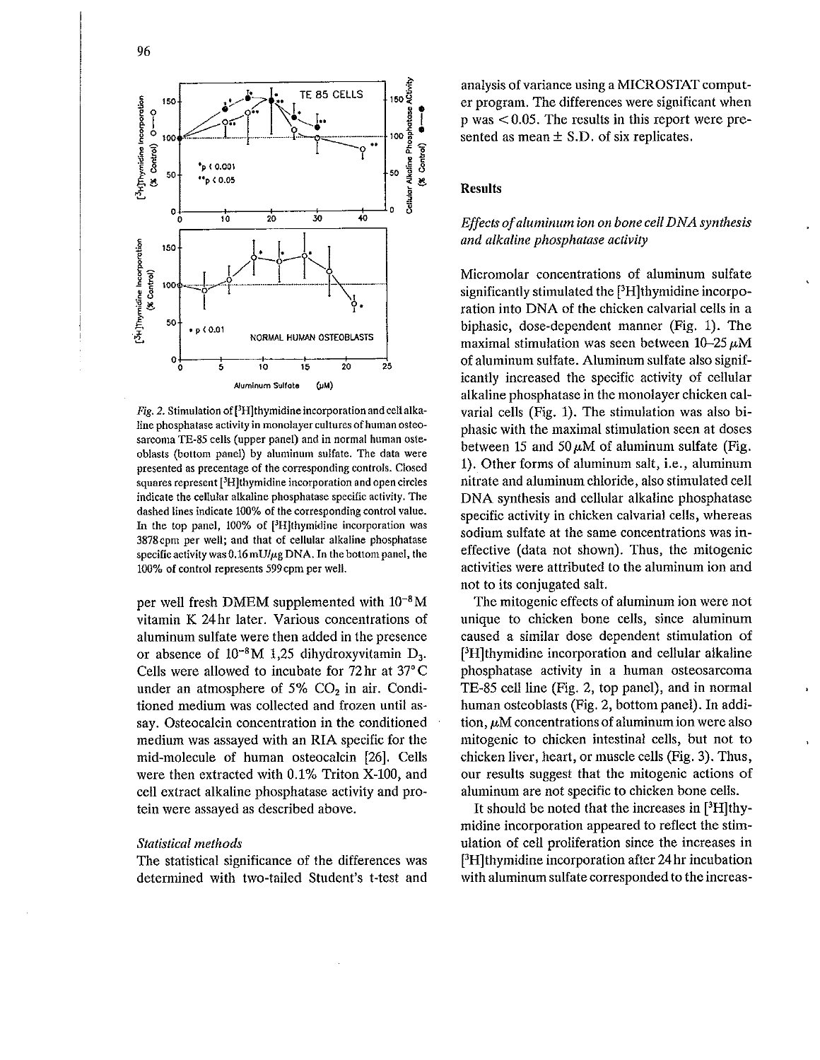*Fig. 2.* Stimulation of [$^3$H]thymidine incorporation and cell alkaline phosphatase activity in monolayer cultures of human osteosarcoma TE-85 cells (upper panel) and in normal human osteoblasts (bottom panel) by aluminum sulfate. The data were presented as precentage of the corresponding controls. Closed squares represent [$^3$H]thymidine incorporation and open circles indicate the cellular alkaline phosphatase specific activity. The dashed lines indicate 100% of the corresponding control value. In the top panel, 100% of [$^3$H]thymidine incorporation was 3878 cpm per well; and that of cellular alkaline phosphatase specific activity was 0.16 mU/$\mu$g DNA. In the bottom panel, the 100% of control represents 599 cpm per well.

per well fresh DMEM supplemented with $10^{-8}$ M vitamin K 24 hr later. Various concentrations of aluminum sulfate were then added in the presence or absence of $10^{-8}$ M 1,25 dihydroxyvitamin $D_3$. Cells were allowed to incubate for 72 hr at 37°C under an atmosphere of 5% $CO_2$ in air. Conditioned medium was collected and frozen until assay. Osteocalcin concentration in the conditioned medium was assayed with an RIA specific for the mid-molecule of human osteocalcin [26]. Cells were then extracted with 0.1% Triton X-100, and cell extract alkaline phosphatase activity and protein were assayed as described above.

### *Statistical methods*

The statistical significance of the differences was determined with two-tailed Student's t-test and analysis of variance using a MICROSTAT computer program. The differences were significant when p was $< 0.05$. The results in this report were presented as mean ± S.D. of six replicates.

## Results

### *Effects of aluminum ion on bone cell DNA synthesis and alkaline phosphatase activity*

Micromolar concentrations of aluminum sulfate significantly stimulated the [$^3$H]thymidine incorporation into DNA of the chicken calvarial cells in a biphasic, dose-dependent manner (Fig. 1). The maximal stimulation was seen between 10–25 $\mu$M of aluminum sulfate. Aluminum sulfate also significantly increased the specific activity of cellular alkaline phosphatase in the monolayer chicken calvarial cells (Fig. 1). The stimulation was also biphasic with the maximal stimulation seen at doses between 15 and 50 $\mu$M of aluminum sulfate (Fig. 1). Other forms of aluminum salt, i.e., aluminum nitrate and aluminum chloride, also stimulated cell DNA synthesis and cellular alkaline phosphatase specific activity in chicken calvarial cells, whereas sodium sulfate at the same concentrations was ineffective (data not shown). Thus, the mitogenic activities were attributed to the aluminum ion and not to its conjugated salt.

The mitogenic effects of aluminum ion were not unique to chicken bone cells, since aluminum caused a similar dose dependent stimulation of [$^3$H]thymidine incorporation and cellular alkaline phosphatase activity in a human osteosarcoma TE-85 cell line (Fig. 2, top panel), and in normal human osteoblasts (Fig. 2, bottom panel). In addition, $\mu$M concentrations of aluminum ion were also mitogenic to chicken intestinal cells, but not to chicken liver, heart, or muscle cells (Fig. 3). Thus, our results suggest that the mitogenic actions of aluminum are not specific to chicken bone cells.

It should be noted that the increases in [$^3$H]thymidine incorporation appeared to reflect the stimulation of cell proliferation since the increases in [$^3$H]thymidine incorporation after 24 hr incubation with aluminum sulfate corresponded to the increas-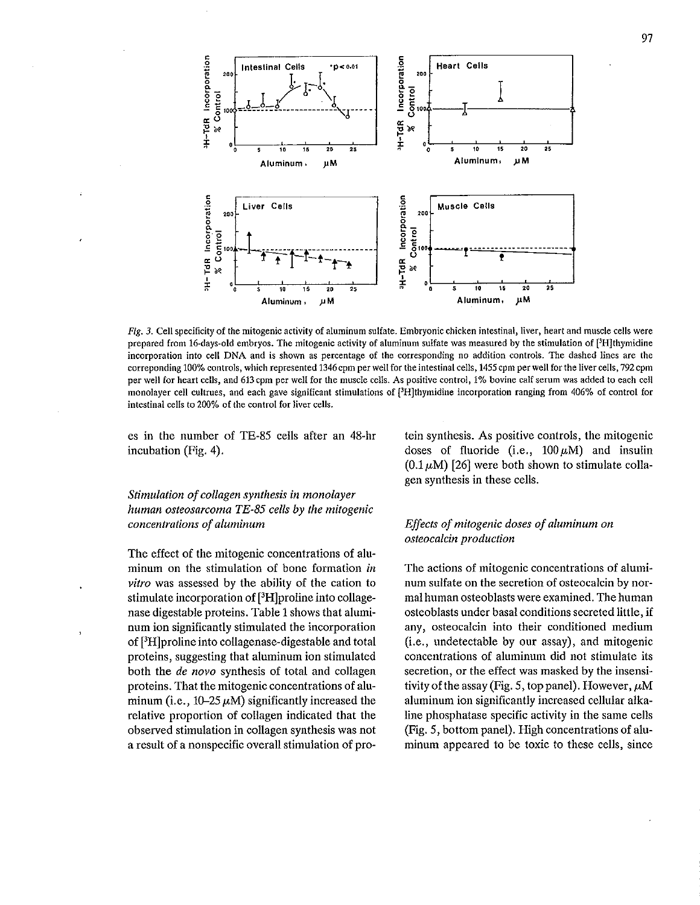*Fig. 3.* Cell specificity of the mitogenic activity of aluminum sulfate. Embryonic chicken intestinal, liver, heart and muscle cells were prepared from 16-days-old embryos. The mitogenic activity of aluminum sulfate was measured by the stimulation of [$^3$H]thymidine incorporation into cell DNA and is shown as percentage of the corresponding no addition controls. The dashed lines are the correponding 100% controls, which represented 1346 cpm per well for the intestinal cells, 1455 cpm per well for the liver cells, 792 cpm per well for heart cells, and 613 cpm per well for the muscle cells. As positive control, 1% bovine calf serum was added to each cell monolayer cell cultrues, and each gave significant stimulations of [$^3$H]thymidine incorporation ranging from 406% of control for intestinal cells to 200% of the control for liver cells.

es in the number of TE-85 cells after an 48-hr incubation (Fig. 4).

### *Stimulation of collagen synthesis in monolayer human osteosarcoma TE-85 cells by the mitogenic concentrations of aluminum*

The effect of the mitogenic concentrations of aluminum on the stimulation of bone formation *in vitro* was assessed by the ability of the cation to stimulate incorporation of [$^3$H]proline into collagenase digestable proteins. Table 1 shows that aluminum ion significantly stimulated the incorporation of [$^3$H]proline into collagenase-digestable and total proteins, suggesting that aluminum ion stimulated both the *de novo* synthesis of total and collagen proteins. That the mitogenic concentrations of aluminum (i.e., 10–25 $\mu$M) significantly increased the relative proportion of collagen indicated that the observed stimulation in collagen synthesis was not a result of a nonspecific overall stimulation of protein synthesis. As positive controls, the mitogenic doses of fluoride (i.e., 100 $\mu$M) and insulin (0.1 $\mu$M) [26] were both shown to stimulate collagen synthesis in these cells.

### *Effects of mitogenic doses of aluminum on osteocalcin production*

The actions of mitogenic concentrations of aluminum sulfate on the secretion of osteocalcin by normal human osteoblasts were examined. The human osteoblasts under basal conditions secreted little, if any, osteocalcin into their conditioned medium (i.e., undetectable by our assay), and mitogenic concentrations of aluminum did not stimulate its secretion, or the effect was masked by the insensitivity of the assay (Fig. 5, top panel). However, $\mu$M aluminum ion significantly increased cellular alkaline phosphatase specific activity in the same cells (Fig. 5, bottom panel). High concentrations of aluminum appeared to be toxic to these cells, since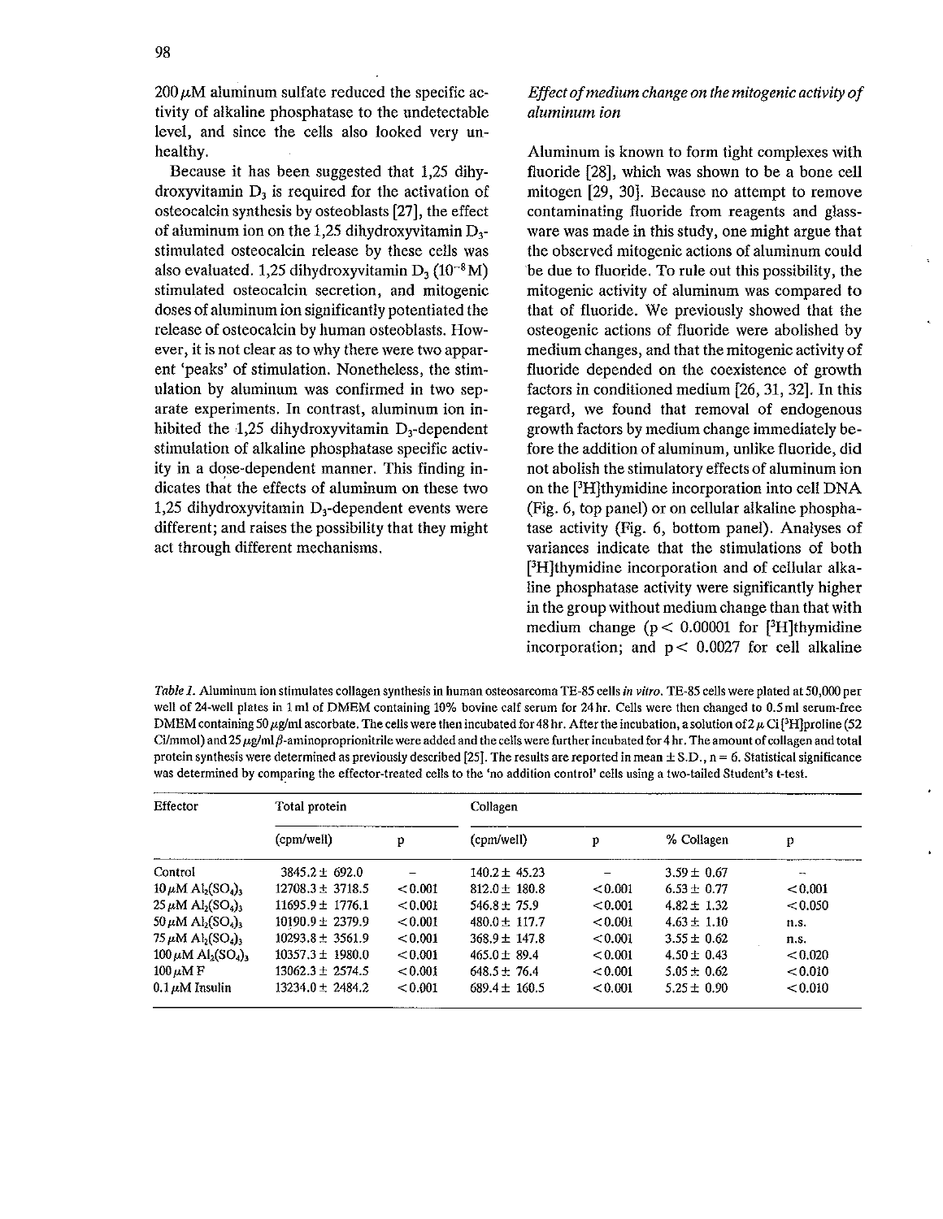200 µM aluminum sulfate reduced the specific activity of alkaline phosphatase to the undetectable level, and since the cells also looked very unhealthy.

Because it has been suggested that 1,25 dihydroxyvitamin $D_3$ is required for the activation of osteocalcin synthesis by osteoblasts [27], the effect of aluminum ion on the 1,25 dihydroxyvitamin $D_3$-stimulated osteocalcin release by these cells was also evaluated. 1,25 dihydroxyvitamin $D_3$ ($10^{-8}$ M) stimulated osteocalcin secretion, and mitogenic doses of aluminum ion significantly potentiated the release of osteocalcin by human osteoblasts. However, it is not clear as to why there were two apparent 'peaks' of stimulation. Nonetheless, the stimulation by aluminum was confirmed in two separate experiments. In contrast, aluminum ion inhibited the 1,25 dihydroxyvitamin $D_3$-dependent stimulation of alkaline phosphatase specific activity in a dose-dependent manner. This finding indicates that the effects of aluminum on these two 1,25 dihydroxyvitamin $D_3$-dependent events were different; and raises the possibility that they might act through different mechanisms.

### *Effect of medium change on the mitogenic activity of aluminum ion*

Aluminum is known to form tight complexes with fluoride [28], which was shown to be a bone cell mitogen [29, 30]. Because no attempt to remove contaminating fluoride from reagents and glassware was made in this study, one might argue that the observed mitogenic actions of aluminum could be due to fluoride. To rule out this possibility, the mitogenic activity of aluminum was compared to that of fluoride. We previously showed that the osteogenic actions of fluoride were abolished by medium changes, and that the mitogenic activity of fluoride depended on the coexistence of growth factors in conditioned medium [26, 31, 32]. In this regard, we found that removal of endogenous growth factors by medium change immediately before the addition of aluminum, unlike fluoride, did not abolish the stimulatory effects of aluminum ion on the [$^3$H]thymidine incorporation into cell DNA (Fig. 6, top panel) or on cellular alkaline phosphatase activity (Fig. 6, bottom panel). Analyses of variances indicate that the stimulations of both [$^3$H]thymidine incorporation and of cellular alkaline phosphatase activity were significantly higher in the group without medium change than that with medium change ($p < 0.00001$ for [$^3$H]thymidine incorporation; and $p < 0.0027$ for cell alkaline

*Table 1.* Aluminum ion stimulates collagen synthesis in human osteosarcoma TE-85 cells *in vitro*. TE-85 cells were plated at 50,000 per well of 24-well plates in 1 ml of DMEM containing 10% bovine calf serum for 24 hr. Cells were then changed to 0.5 ml serum-free DMEM containing 50 µg/ml ascorbate. The cells were then incubated for 48 hr. After the incubation, a solution of 2 µ Ci [$^3$H]proline (52 Ci/mmol) and 25 µg/ml β-aminoproprionitrile were added and the cells were further incubated for 4 hr. The amount of collagen and total protein synthesis were determined as previously described [25]. The results are reported in mean ± S.D., n = 6. Statistical significance was determined by comparing the effector-treated cells to the 'no addition control' cells using a two-tailed Student's t-test.

| Effector | Total protein | | Collagen | | | |
|---|---|---|---|---|---|---|
| | (cpm/well) | p | (cpm/well) | p | % Collagen | p |
| Control | 3845.2 ± 692.0 | – | 140.2 ± 45.23 | – | 3.59 ± 0.67 | – |
| 10 µM $Al_2(SO_4)_3$ | 12708.3 ± 3718.5 | <0.001 | 812.0 ± 180.8 | <0.001 | 6.53 ± 0.77 | <0.001 |
| 25 µM $Al_2(SO_4)_3$ | 11695.9 ± 1776.1 | <0.001 | 546.8 ± 75.9 | <0.001 | 4.82 ± 1.32 | <0.050 |
| 50 µM $Al_2(SO_4)_3$ | 10190.9 ± 2379.9 | <0.001 | 480.0 ± 117.7 | <0.001 | 4.63 ± 1.10 | n.s. |
| 75 µM $Al_2(SO_4)_3$ | 10293.8 ± 3561.9 | <0.001 | 368.9 ± 147.8 | <0.001 | 3.55 ± 0.62 | n.s. |
| 100 µM $Al_2(SO_4)_3$ | 10357.3 ± 1980.0 | <0.001 | 465.0 ± 89.4 | <0.001 | 4.50 ± 0.43 | <0.020 |
| 100 µM F | 13062.3 ± 2574.5 | <0.001 | 648.5 ± 76.4 | <0.001 | 5.05 ± 0.62 | <0.010 |
| 0.1 µM Insulin | 13234.0 ± 2484.2 | <0.001 | 689.4 ± 160.5 | <0.001 | 5.25 ± 0.90 | <0.010 |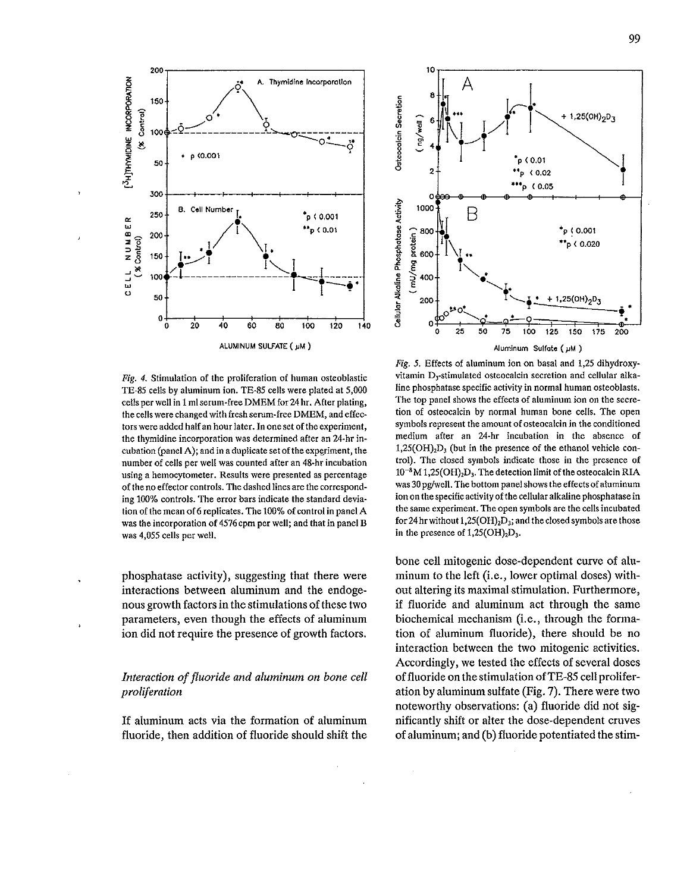*Fig. 4.* Stimulation of the proliferation of human osteoblastic TE-85 cells by aluminum ion. TE-85 cells were plated at 5,000 cells per well in 1 ml serum-free DMEM for 24 hr. After plating, the cells were changed with fresh serum-free DMEM, and effectors were added half an hour later. In one set of the experiment, the thymidine incorporation was determined after an 24-hr incubation (panel A); and in a duplicate set of the experiment, the number of cells per well was counted after an 48-hr incubation using a hemocytometer. Results were presented as percentage of the no effector controls. The dashed lines are the corresponding 100% controls. The error bars indicate the standard deviation of the mean of 6 replicates. The 100% of control in panel A was the incorporation of 4576 cpm per well; and that in panel B was 4,055 cells per well.

*Fig. 5.* Effects of aluminum ion on basal and 1,25 dihydroxyvitamin $D_3$-stimulated osteocalcin secretion and cellular alkaline phosphatase specific activity in normal human osteoblasts. The top panel shows the effects of aluminum ion on the secretion of osteocalcin by normal human bone cells. The open symbols represent the amount of osteocalcin in the conditioned medium after an 24-hr incubation in the absence of $1,25(OH)_2D_3$ (but in the presence of the ethanol vehicle control). The closed symbols indicate those in the presence of $10^{-8}$ M $1,25(OH)_2D_3$. The detection limit of the osteocalcin RIA was 30 pg/well. The bottom panel shows the effects of aluminum ion on the specific activity of the cellular alkaline phosphatase in the same experiment. The open symbols are the cells incubated for 24 hr without $1,25(OH)_2D_3$; and the closed symbols are those in the presence of $1,25(OH)_2D_3$.

phosphatase activity), suggesting that there were interactions between aluminum and the endogenous growth factors in the stimulations of these two parameters, even though the effects of aluminum ion did not require the presence of growth factors.

### *Interaction of fluoride and aluminum on bone cell proliferation*

If aluminum acts via the formation of aluminum fluoride, then addition of fluoride should shift the bone cell mitogenic dose-dependent curve of aluminum to the left (i.e., lower optimal doses) without altering its maximal stimulation. Furthermore, if fluoride and aluminum act through the same biochemical mechanism (i.e., through the formation of aluminum fluoride), there should be no interaction between the two mitogenic activities. Accordingly, we tested the effects of several doses of fluoride on the stimulation of TE-85 cell proliferation by aluminum sulfate (Fig. 7). There were two noteworthy observations: (a) fluoride did not significantly shift or alter the dose-dependent cruves of aluminum; and (b) fluoride potentiated the stim-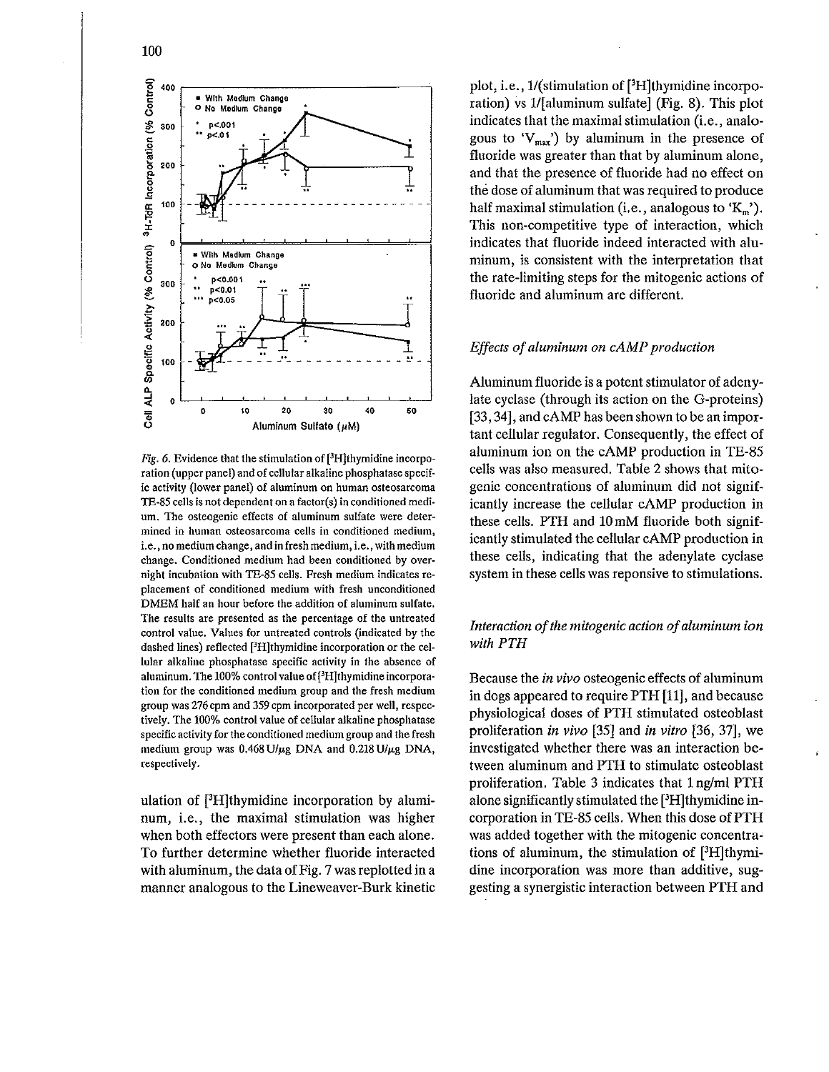Fig. 6. Evidence that the stimulation of [$^3$H]thymidine incorporation (upper panel) and of cellular alkaline phosphatase specific activity (lower panel) of aluminum on human osteosarcoma TE-85 cells is not dependent on a factor(s) in conditioned medium. The osteogenic effects of aluminum sulfate were determined in human osteosarcoma cells in conditioned medium, i.e., no medium change, and in fresh medium, i.e., with medium change. Conditioned medium had been conditioned by overnight incubation with TE-85 cells. Fresh medium indicates replacement of conditioned medium with fresh unconditioned DMEM half an hour before the addition of aluminum sulfate. The results are presented as the percentage of the untreated control value. Values for untreated controls (indicated by the dashed lines) reflected [$^3$H]thymidine incorporation or the cellular alkaline phosphatase specific activity in the absence of aluminum. The 100% control value of [$^3$H]thymidine incorporation for the conditioned medium group and the fresh medium group was 276 cpm and 359 cpm incorporated per well, respectively. The 100% control value of cellular alkaline phosphatase specific activity for the conditioned medium group and the fresh medium group was 0.468 U/μg DNA and 0.218 U/μg DNA, respectively.

ulation of [$^3$H]thymidine incorporation by aluminum, i.e., the maximal stimulation was higher when both effectors were present than each alone. To further determine whether fluoride interacted with aluminum, the data of Fig. 7 was replotted in a manner analogous to the Lineweaver-Burk kinetic plot, i.e., 1/(stimulation of [$^3$H]thymidine incorporation) vs 1/[aluminum sulfate] (Fig. 8). This plot indicates that the maximal stimulation (i.e., analogous to '$V_{max}$') by aluminum in the presence of fluoride was greater than that by aluminum alone, and that the presence of fluoride had no effect on the dose of aluminum that was required to produce half maximal stimulation (i.e., analogous to '$K_m$'). This non-competitive type of interaction, which indicates that fluoride indeed interacted with aluminum, is consistent with the interpretation that the rate-limiting steps for the mitogenic actions of fluoride and aluminum are different.

### *Effects of aluminum on cAMP production*

Aluminum fluoride is a potent stimulator of adenylate cyclase (through its action on the G-proteins) [33, 34], and cAMP has been shown to be an important cellular regulator. Consequently, the effect of aluminum ion on the cAMP production in TE-85 cells was also measured. Table 2 shows that mitogenic concentrations of aluminum did not significantly increase the cellular cAMP production in these cells. PTH and 10 mM fluoride both significantly stimulated the cellular cAMP production in these cells, indicating that the adenylate cyclase system in these cells was reponsive to stimulations.

### *Interaction of the mitogenic action of aluminum ion with PTH*

Because the *in vivo* osteogenic effects of aluminum in dogs appeared to require PTH [11], and because physiological doses of PTH stimulated osteoblast proliferation *in vivo* [35] and *in vitro* [36, 37], we investigated whether there was an interaction between aluminum and PTH to stimulate osteoblast proliferation. Table 3 indicates that 1 ng/ml PTH alone significantly stimulated the [$^3$H]thymidine incorporation in TE-85 cells. When this dose of PTH was added together with the mitogenic concentrations of aluminum, the stimulation of [$^3$H]thymidine incorporation was more than additive, suggesting a synergistic interaction between PTH and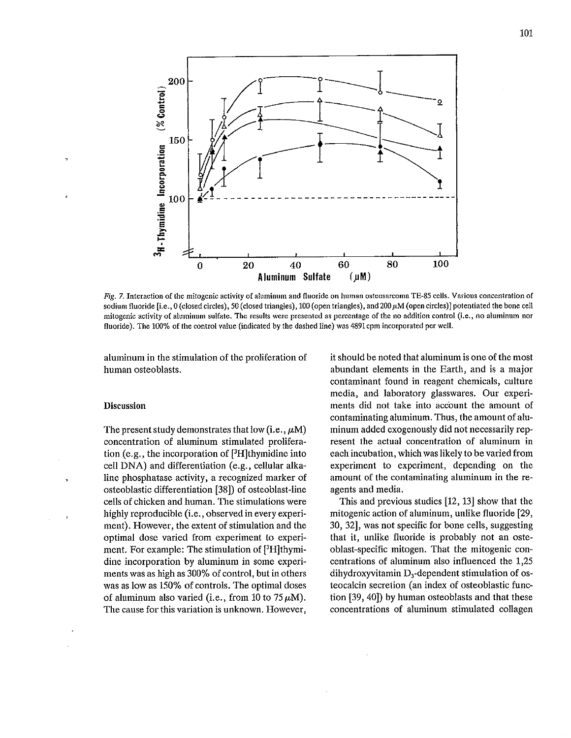*Fig. 7.* Interaction of the mitogenic activity of aluminum and fluoride on human osteosarcoma TE-85 cells. Various concentration of sodium fluoride [i.e., 0 (closed circles), 50 (closed triangles), 100 (open triangles), and 200 $\mu$M (open circles)] potentiated the bone cell mitogenic activity of aluminum sulfate. The results were presented as percentage of the no addition control (i.e., no aluminum nor fluoride). The 100% of the control value (indicated by the dashed line) was 4891 cpm incorporated per well.

aluminum in the stimulation of the proliferation of human osteoblasts.

## Discussion

The present study demonstrates that low (i.e., $\mu$M) concentration of aluminum stimulated proliferation (e.g., the incorporation of [$^3$H]thymidine into cell DNA) and differentiation (e.g., cellular alkaline phosphatase activity, a recognized marker of osteoblastic differentiation [38]) of osteoblast-line cells of chicken and human. The stimulations were highly reproducible (i.e., observed in every experiment). However, the extent of stimulation and the optimal dose varied from experiment to experiment. For example: The stimulation of [$^3$H]thymidine incorporation by aluminum in some experiments was as high as 300% of control, but in others was as low as 150% of controls. The optimal doses of aluminum also varied (i.e., from 10 to 75 $\mu$M). The cause for this variation is unknown. However, it should be noted that aluminum is one of the most abundant elements in the Earth, and is a major contaminant found in reagent chemicals, culture media, and laboratory glasswares. Our experiments did not take into account the amount of contaminating aluminum. Thus, the amount of aluminum added exogenously did not necessarily represent the actual concentration of aluminum in each incubation, which was likely to be varied from experiment to experiment, depending on the amount of the contaminating aluminum in the reagents and media.

This and previous studies [12, 13] show that the mitogenic action of aluminum, unlike fluoride [29, 30, 32], was not specific for bone cells, suggesting that it, unlike fluoride is probably not an osteoblast-specific mitogen. That the mitogenic concentrations of aluminum also influenced the 1,25 dihydroxyvitamin $D_3$-dependent stimulation of osteocalcin secretion (an index of osteoblastic function [39, 40]) by human osteoblasts and that these concentrations of aluminum stimulated collagen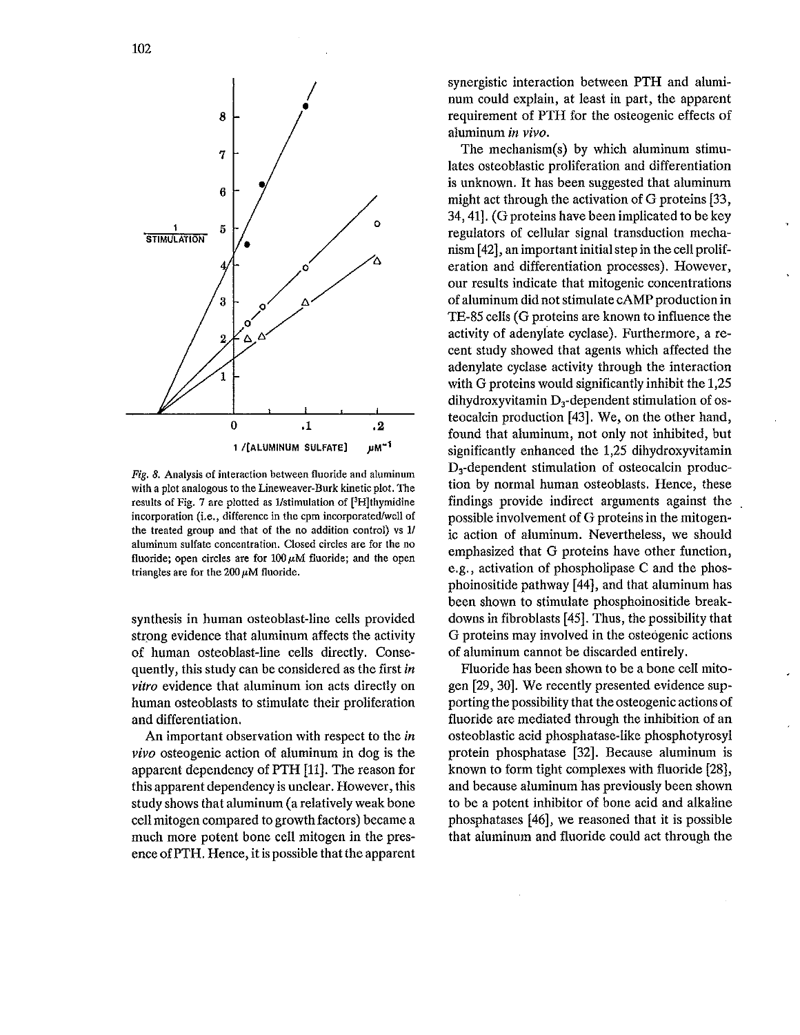Fig. 8. Analysis of interaction between fluoride and aluminum with a plot analogous to the Lineweaver-Burk kinetic plot. The results of Fig. 7 are plotted as 1/stimulation of [$^3$H]thymidine incorporation (i.e., difference in the cpm incorporated/well of the treated group and that of the no addition control) vs 1/aluminum sulfate concentration. Closed circles are for the no fluoride; open circles are for 100 $\mu$M fluoride; and the open triangles are for the 200 $\mu$M fluoride.

synthesis in human osteoblast-line cells provided strong evidence that aluminum affects the activity of human osteoblast-line cells directly. Consequently, this study can be considered as the first *in vitro* evidence that aluminum ion acts directly on human osteoblasts to stimulate their proliferation and differentiation.

An important observation with respect to the *in vivo* osteogenic action of aluminum in dog is the apparent dependency of PTH [11]. The reason for this apparent dependency is unclear. However, this study shows that aluminum (a relatively weak bone cell mitogen compared to growth factors) became a much more potent bone cell mitogen in the presence of PTH. Hence, it is possible that the apparent synergistic interaction between PTH and aluminum could explain, at least in part, the apparent requirement of PTH for the osteogenic effects of aluminum *in vivo*.

The mechanism(s) by which aluminum stimulates osteoblastic proliferation and differentiation is unknown. It has been suggested that aluminum might act through the activation of G proteins [33, 34, 41]. (G proteins have been implicated to be key regulators of cellular signal transduction mechanism [42], an important initial step in the cell proliferation and differentiation processes). However, our results indicate that mitogenic concentrations of aluminum did not stimulate cAMP production in TE-85 cells (G proteins are known to influence the activity of adenylate cyclase). Furthermore, a recent study showed that agents which affected the adenylate cyclase activity through the interaction with G proteins would significantly inhibit the 1,25 dihydroxyvitamin $D_3$-dependent stimulation of osteocalcin production [43]. We, on the other hand, found that aluminum, not only not inhibited, but significantly enhanced the 1,25 dihydroxyvitamin $D_3$-dependent stimulation of osteocalcin production by normal human osteoblasts. Hence, these findings provide indirect arguments against the possible involvement of G proteins in the mitogenic action of aluminum. Nevertheless, we should emphasized that G proteins have other function, e.g., activation of phospholipase C and the phosphoinositide pathway [44], and that aluminum has been shown to stimulate phosphoinositide breakdowns in fibroblasts [45]. Thus, the possibility that G proteins may involved in the osteogenic actions of aluminum cannot be discarded entirely.

Fluoride has been shown to be a bone cell mitogen [29, 30]. We recently presented evidence supporting the possibility that the osteogenic actions of fluoride are mediated through the inhibition of an osteoblastic acid phosphatase-like phosphotyrosyl protein phosphatase [32]. Because aluminum is known to form tight complexes with fluoride [28], and because aluminum has previously been shown to be a potent inhibitor of bone acid and alkaline phosphatases [46], we reasoned that it is possible that aluminum and fluoride could act through the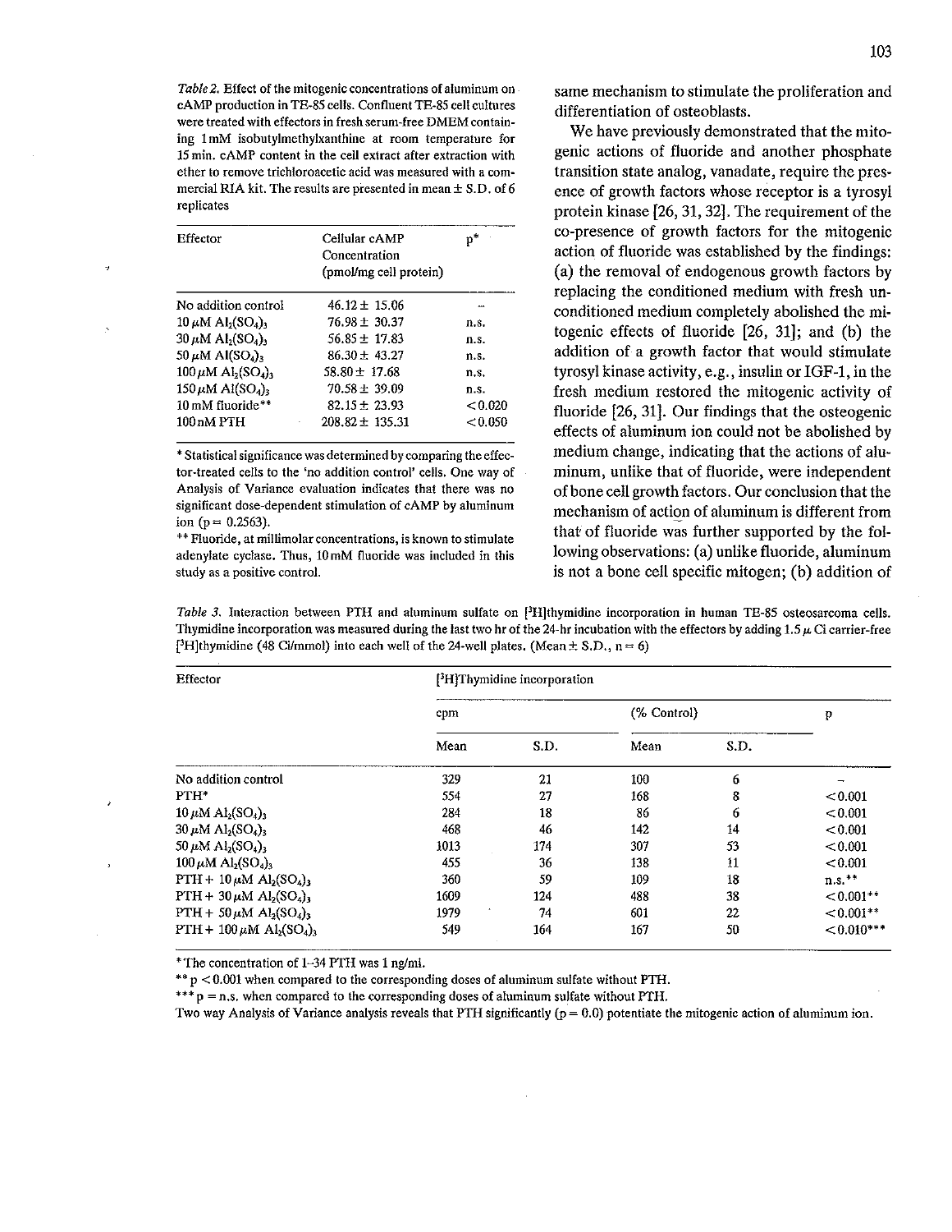*Table 2.* Effect of the mitogenic concentrations of aluminum on cAMP production in TE-85 cells. Confluent TE-85 cell cultures were treated with effectors in fresh serum-free DMEM containing 1 mM isobutylmethylxanthine at room temperature for 15 min. cAMP content in the cell extract after extraction with ether to remove trichloroacetic acid was measured with a commercial RIA kit. The results are presented in mean ± S.D. of 6 replicates

| Effector | Cellular cAMP Concentration (pmol/mg cell protein) | p* |
|---|---|---|
| No addition control | 46.12 ± 15.06 | – |
| 10 μM $Al_2(SO_4)_3$ | 76.98 ± 30.37 | n.s. |
| 30 μM $Al_2(SO_4)_3$ | 56.85 ± 17.83 | n.s. |
| 50 μM $Al(SO_4)_3$ | 86.30 ± 43.27 | n.s. |
| 100 μM $Al_2(SO_4)_3$ | 58.80 ± 17.68 | n.s. |
| 150 μM $Al(SO_4)_3$ | 70.58 ± 39.09 | n.s. |
| 10 mM fluoride** | 82.15 ± 23.93 | < 0.020 |
| 100 nM PTH | 208.82 ± 135.31 | < 0.050 |

\* Statistical significance was determined by comparing the effector-treated cells to the 'no addition control' cells. One way of Analysis of Variance evaluation indicates that there was no significant dose-dependent stimulation of cAMP by aluminum ion (p = 0.2563).

\*\* Fluoride, at millimolar concentrations, is known to stimulate adenylate cyclase. Thus, 10 mM fluoride was included in this study as a positive control.

same mechanism to stimulate the proliferation and differentiation of osteoblasts.

We have previously demonstrated that the mitogenic actions of fluoride and another phosphate transition state analog, vanadate, require the presence of growth factors whose receptor is a tyrosyl protein kinase [26, 31, 32]. The requirement of the co-presence of growth factors for the mitogenic action of fluoride was established by the findings: (a) the removal of endogenous growth factors by replacing the conditioned medium with fresh unconditioned medium completely abolished the mitogenic effects of fluoride [26, 31]; and (b) the addition of a growth factor that would stimulate tyrosyl kinase activity, e.g., insulin or IGF-1, in the fresh medium restored the mitogenic activity of fluoride [26, 31]. Our findings that the osteogenic effects of aluminum ion could not be abolished by medium change, indicating that the actions of aluminum, unlike that of fluoride, were independent of bone cell growth factors. Our conclusion that the mechanism of action of aluminum is different from that of fluoride was further supported by the following observations: (a) unlike fluoride, aluminum is not a bone cell specific mitogen; (b) addition of

*Table 3.* Interaction between PTH and aluminum sulfate on [$^3$H]thymidine incorporation in human TE-85 osteosarcoma cells. Thymidine incorporation was measured during the last two hr of the 24-hr incubation with the effectors by adding 1.5 μ Ci carrier-free [$^3$H]thymidine (48 Ci/mmol) into each well of the 24-well plates. (Mean ± S.D., n = 6)

| Effector | [$^3$H]Thymidine incorporation | | | | |
|---|---|---|---|---|---|
| | cpm | | (% Control) | | p |
| | Mean | S.D. | Mean | S.D. | |
| No addition control | 329 | 21 | 100 | 6 | – |
| PTH* | 554 | 27 | 168 | 8 | < 0.001 |
| 10 μM $Al_2(SO_4)_3$ | 284 | 18 | 86 | 6 | < 0.001 |
| 30 μM $Al_2(SO_4)_3$ | 468 | 46 | 142 | 14 | < 0.001 |
| 50 μM $Al_2(SO_4)_3$ | 1013 | 174 | 307 | 53 | < 0.001 |
| 100 μM $Al_2(SO_4)_3$ | 455 | 36 | 138 | 11 | < 0.001 |
| PTH + 10 μM $Al_2(SO_4)_3$ | 360 | 59 | 109 | 18 | n.s.** |
| PTH + 30 μM $Al_2(SO_4)_3$ | 1609 | 124 | 488 | 38 | < 0.001** |
| PTH + 50 μM $Al_2(SO_4)_3$ | 1979 | 74 | 601 | 22 | < 0.001** |
| PTH + 100 μM $Al_2(SO_4)_3$ | 549 | 164 | 167 | 50 | < 0.010*** |

\* The concentration of 1–34 PTH was 1 ng/ml.

\*\* p < 0.001 when compared to the corresponding doses of aluminum sulfate without PTH.

\*\*\* p = n.s. when compared to the corresponding doses of aluminum sulfate without PTH.

Two way Analysis of Variance analysis reveals that PTH significantly (p = 0.0) potentiate the mitogenic action of aluminum ion.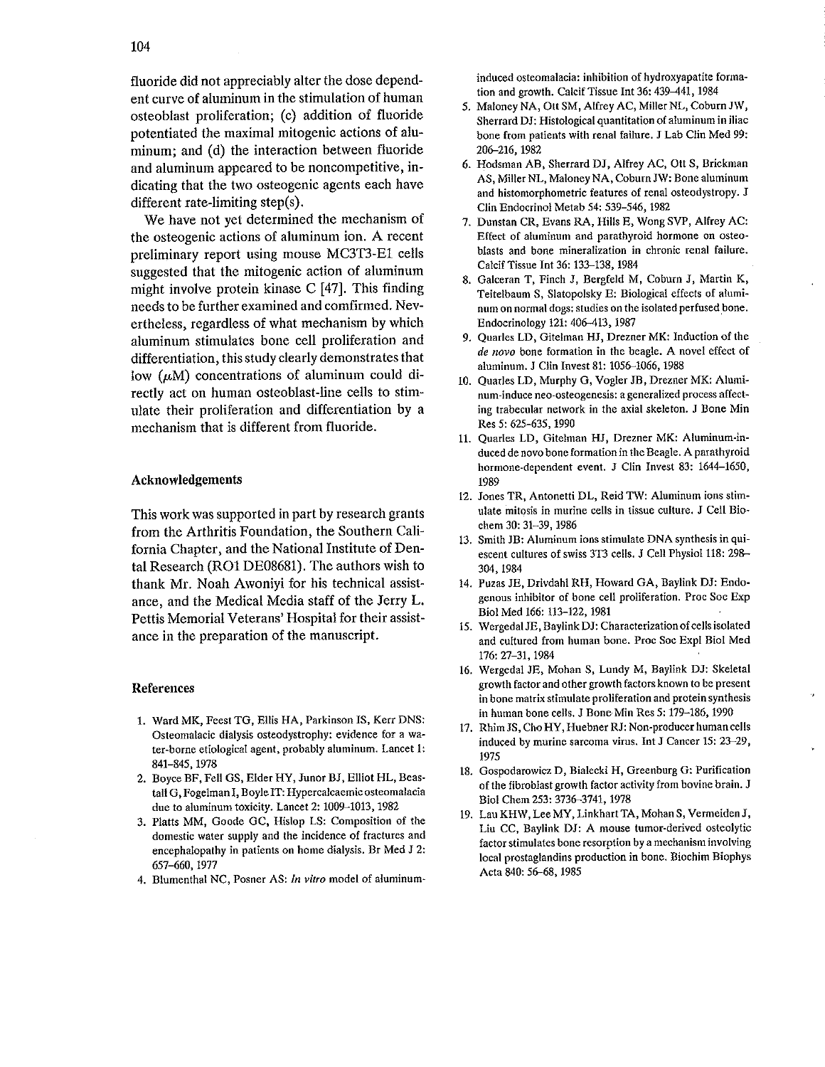fluoride did not appreciably alter the dose dependent curve of aluminum in the stimulation of human osteoblast proliferation; (c) addition of fluoride potentiated the maximal mitogenic actions of aluminum; and (d) the interaction between fluoride and aluminum appeared to be noncompetitive, indicating that the two osteogenic agents each have different rate-limiting step(s).

We have not yet determined the mechanism of the osteogenic actions of aluminum ion. A recent preliminary report using mouse MC3T3-E1 cells suggested that the mitogenic action of aluminum might involve protein kinase C [47]. This finding needs to be further examined and comfirmed. Nevertheless, regardless of what mechanism by which aluminum stimulates bone cell proliferation and differentiation, this study clearly demonstrates that low ($\mu$M) concentrations of aluminum could directly act on human osteoblast-line cells to stimulate their proliferation and differentiation by a mechanism that is different from fluoride.

## Acknowledgements

This work was supported in part by research grants from the Arthritis Foundation, the Southern California Chapter, and the National Institute of Dental Research (RO1 DE08681). The authors wish to thank Mr. Noah Awoniyi for his technical assistance, and the Medical Media staff of the Jerry L. Pettis Memorial Veterans' Hospital for their assistance in the preparation of the manuscript.

## References

1. Ward MK, Feest TG, Ellis HA, Parkinson IS, Kerr DNS: Osteomalacic dialysis osteodystrophy: evidence for a water-borne etiological agent, probably aluminum. Lancet 1: 841–845, 1978
2. Boyce BF, Fell GS, Elder HY, Junor BJ, Elliot HL, Beastall G, Fogelman I, Boyle IT: Hypercalcaemic osteomalacia due to aluminum toxicity. Lancet 2: 1009–1013, 1982
3. Platts MM, Goode GC, Hislop LS: Composition of the domestic water supply and the incidence of fractures and encephalopathy in patients on home dialysis. Br Med J 2: 657–660, 1977
4. Blumenthal NC, Posner AS: *In vitro* model of aluminum-induced osteomalacia: inhibition of hydroxyapatite formation and growth. Calcif Tissue Int 36: 439–441, 1984
5. Maloney NA, Ott SM, Alfrey AC, Miller NL, Coburn JW, Sherrard DJ: Histological quantitation of aluminum in iliac bone from patients with renal failure. J Lab Clin Med 99: 206–216, 1982
6. Hodsman AB, Sherrard DJ, Alfrey AC, Ott S, Brickman AS, Miller NL, Maloney NA, Coburn JW: Bone aluminum and histomorphometric features of renal osteodystropy. J Clin Endocrinol Metab 54: 539–546, 1982
7. Dunstan CR, Evans RA, Hills E, Wong SVP, Alfrey AC: Effect of aluminum and parathyroid hormone on osteoblasts and bone mineralization in chronic renal failure. Calcif Tissue Int 36: 133–138, 1984
8. Galceran T, Finch J, Bergfeld M, Coburn J, Martin K, Teitelbaum S, Slatopolsky E: Biological effects of aluminum on normal dogs: studies on the isolated perfused bone. Endocrinology 121: 406–413, 1987
9. Quarles LD, Gitelman HJ, Drezner MK: Induction of the *de novo* bone formation in the beagle. A novel effect of aluminum. J Clin Invest 81: 1056–1066, 1988
10. Quarles LD, Murphy G, Vogler JB, Drezner MK: Aluminum-induce neo-osteogenesis: a generalized process affecting trabecular network in the axial skeleton. J Bone Min Res 5: 625–635, 1990
11. Quarles LD, Gitelman HJ, Drezner MK: Aluminum-induced de novo bone formation in the Beagle. A parathyroid hormone-dependent event. J Clin Invest 83: 1644–1650, 1989
12. Jones TR, Antonetti DL, Reid TW: Aluminum ions stimulate mitosis in murine cells in tissue culture. J Cell Biochem 30: 31–39, 1986
13. Smith JB: Aluminum ions stimulate DNA synthesis in quiescent cultures of swiss 3T3 cells. J Cell Physiol 118: 298–304, 1984
14. Puzas JE, Drivdahl RH, Howard GA, Baylink DJ: Endogenous inhibitor of bone cell proliferation. Proc Soc Exp Biol Med 166: 113–122, 1981
15. Wergedal JE, Baylink DJ: Characterization of cells isolated and cultured from human bone. Proc Soc Expl Biol Med 176: 27–31, 1984
16. Wergedal JE, Mohan S, Lundy M, Baylink DJ: Skeletal growth factor and other growth factors known to be present in bone matrix stimulate proliferation and protein synthesis in human bone cells. J Bone Min Res 5: 179–186, 1990
17. Rhim JS, Cho HY, Huebner RJ: Non-producer human cells induced by murine sarcoma virus. Int J Cancer 15: 23–29, 1975
18. Gospodarowicz D, Bialecki H, Greenburg G: Purification of the fibroblast growth factor activity from bovine brain. J Biol Chem 253: 3736–3741, 1978
19. Lau KHW, Lee MY, Linkhart TA, Mohan S, Vermeiden J, Liu CC, Baylink DJ: A mouse tumor-derived osteolytic factor stimulates bone resorption by a mechanism involving local prostaglandins production in bone. Biochim Biophys Acta 840: 56–68, 1985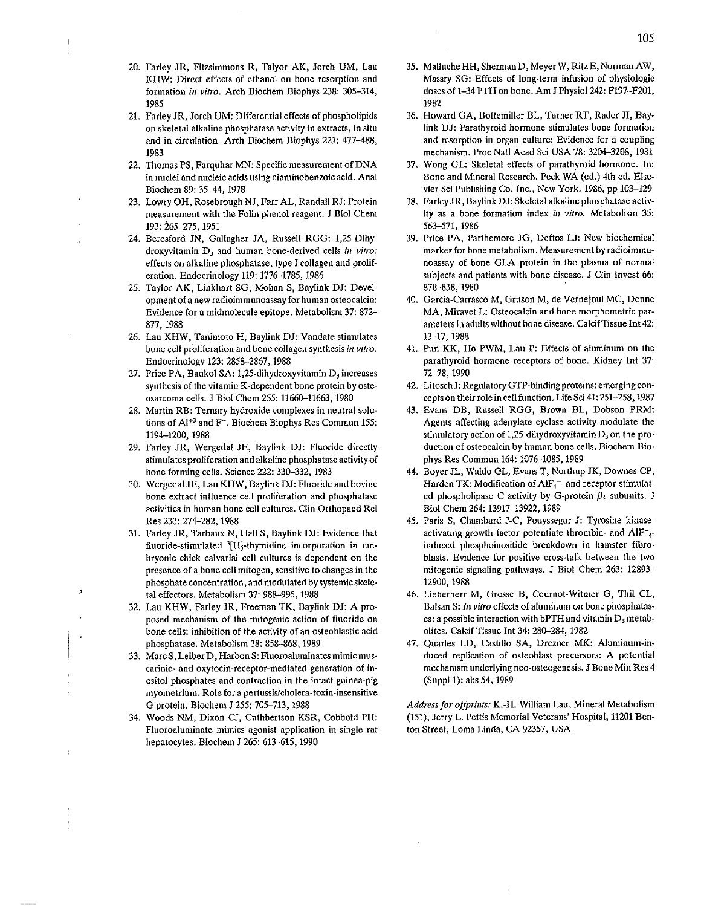20. Farley JR, Fitzsimmons R, Talyor AK, Jorch UM, Lau KHW: Direct effects of ethanol on bone resorption and formation *in vitro*. Arch Biochem Biophys 238: 305–314, 1985
21. Farley JR, Jorch UM: Differential effects of phospholipids on skeletal alkaline phosphatase activity in extracts, in situ and in circulation. Arch Biochem Biophys 221: 477–488, 1983
22. Thomas PS, Farquhar MN: Specific measurement of DNA in nuclei and nucleic acids using diaminobenzoic acid. Anal Biochem 89: 35–44, 1978
23. Lowry OH, Rosebrough NJ, Farr AL, Randall RJ: Protein measurement with the Folin phenol reagent. J Biol Chem 193: 265–275, 1951
24. Beresford JN, Gallagher JA, Russell RGG: 1,25-Dihydroxyvitamin $D_3$ and human bone-derived cells *in vitro:* effects on alkaline phosphatase, type I collagen and proliferation. Endocrinology 119: 1776–1785, 1986
25. Taylor AK, Linkhart SG, Mohan S, Baylink DJ: Development of a new radioimmunoassay for human osteocalcin: Evidence for a midmolecule epitope. Metabolism 37: 872–877, 1988
26. Lau KHW, Tanimoto H, Baylink DJ: Vandate stimulates bone cell proliferation and bone collagen synthesis *in vitro*. Endocrinology 123: 2858–2867, 1988
27. Price PA, Baukol SA: 1,25-dihydroxyvitamin $D_3$ increases synthesis of the vitamin K-dependent bone protein by osteosarcoma cells. J Biol Chem 255: 11660–11663, 1980
28. Martin RB: Ternary hydroxide complexes in neutral solutions of $Al^{+3}$ and $F^-$. Biochem Biophys Res Commun 155: 1194–1200, 1988
29. Farley JR, Wergedal JE, Baylink DJ: Fluoride directly stimulates proliferation and alkaline phosphatase activity of bone forming cells. Science 222: 330–332, 1983
30. Wergedal JE, Lau KHW, Baylink DJ: Fluoride and bovine bone extract influence cell proliferation and phosphatase activities in human bone cell cultures. Clin Orthopaed Rel Res 233: 274–282, 1988
31. Farley JR, Tarbaux N, Hall S, Baylink DJ: Evidence that fluoride-stimulated $^3$[H]-thymidine incorporation in embryonic chick calvarial cell cultures is dependent on the presence of a bone cell mitogen, sensitive to changes in the phosphate concentration, and modulated by systemic skeletal effectors. Metabolism 37: 988–995, 1988
32. Lau KHW, Farley JR, Freeman TK, Baylink DJ: A proposed mechanism of the mitogenic action of fluoride on bone cells: inhibition of the activity of an osteoblastic acid phosphatase. Metabolism 38: 858–868, 1989
33. Marc S, Leiber D, Harbon S: Fluoroaluminates mimic muscarinic- and oxytocin-receptor-mediated generation of inositol phosphates and contraction in the intact guinea-pig myometrium. Role for a pertussis/cholera-toxin-insensitive G protein. Biochem J 255: 705–713, 1988
34. Woods NM, Dixon CJ, Cuthbertson KSR, Cobbold PH: Fluoroaluminate mimics agonist application in single rat hepatocytes. Biochem J 265: 613–615, 1990
35. Malluche HH, Sherman D, Meyer W, Ritz E, Norman AW, Massry SG: Effects of long-term infusion of physiologic doses of 1–34 PTH on bone. Am J Physiol 242: F197–F201, 1982
36. Howard GA, Bottemiller BL, Turner RT, Rader JI, Baylink DJ: Parathyroid hormone stimulates bone formation and resorption in organ culture: Evidence for a coupling mechanism. Proc Natl Acad Sci USA 78: 3204–3208, 1981
37. Wong GL: Skeletal effects of parathyroid hormone. In: Bone and Mineral Research. Peck WA (ed.) 4th ed. Elsevier Sci Publishing Co. Inc., New York. 1986, pp 103–129
38. Farley JR, Baylink DJ: Skeletal alkaline phosphatase activity as a bone formation index *in vitro*. Metabolism 35: 563–571, 1986
39. Price PA, Parthemore JG, Deftos LJ: New biochemical marker for bone metabolism. Measurement by radioimmunoassay of bone GLA protein in the plasma of normal subjects and patients with bone disease. J Clin Invest 66: 878–838, 1980
40. Garcia-Carrasco M, Gruson M, de Vernejoul MC, Denne MA, Miravet L: Osteocalcin and bone morphometric parameters in adults without bone disease. Calcif Tissue Int 42: 13–17, 1988
41. Pun KK, Ho PWM, Lau P: Effects of aluminum on the parathyroid hormone receptors of bone. Kidney Int 37: 72–78, 1990
42. Litosch I: Regulatory GTP-binding proteins: emerging concepts on their role in cell function. Life Sci 41: 251–258, 1987
43. Evans DB, Russell RGG, Brown BL, Dobson PRM: Agents affecting adenylate cyclase activity modulate the stimulatory action of 1,25-dihydroxyvitamin $D_3$ on the production of osteocalcin by human bone cells. Biochem Biophys Res Commun 164: 1076–1085, 1989
44. Boyer JL, Waldo GL, Evans T, Northup JK, Downes CP, Harden TK: Modification of $AlF_4^-$- and receptor-stimulated phospholipase C activity by G-protein $\beta\gamma$ subunits. J Biol Chem 264: 13917–13922, 1989
45. Paris S, Chambard J-C, Pouyssegur J: Tyrosine kinase-activating growth factor potentiate thrombin- and $AlF^-_4$-induced phosphoinositide breakdown in hamster fibroblasts. Evidence for positive cross-talk between the two mitogenic signaling pathways. J Biol Chem 263: 12893–12900, 1988
46. Lieberherr M, Grosse B, Cournot-Witmer G, Thil CL, Balsan S: *In vitro* effects of aluminum on bone phosphatases: a possible interaction with bPTH and vitamin $D_3$ metabolites. Calcif Tissue Int 34: 280–284, 1982
47. Quarles LD, Castillo SA, Drezner MK: Aluminum-induced replication of osteoblast precursors: A potential mechanism underlying neo-osteogenesis. J Bone Min Res 4 (Suppl 1): abs 54, 1989

*Address for offprints:* K.-H. William Lau, Mineral Metabolism (151), Jerry L. Pettis Memorial Veterans' Hospital, 11201 Benton Street, Loma Linda, CA 92357, USA